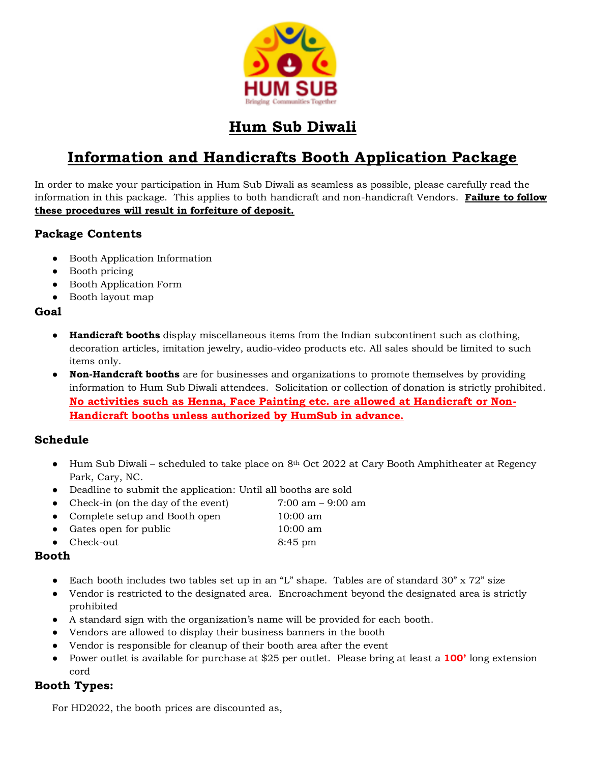# Hum Sub Diwali

## Information and Handicrafts Booth Application Package

In order to make your participation in Hum Sub Diwali as seamless as possible, please carefully read the information in this package. This applies to both handicraft and non-handicraft Vendors. **Failure to follow these procedures will result in forfeiture of deposit.**

### Package Contents

- Booth Application Information
- Booth pricing
- Booth Application Form
- Booth layout map

### Goal

- **Handicraft booths** display miscellaneous items from the Indian subcontinent such as clothing, decoration articles, imitation jewelry, audio-video products etc. All sales should be limited to such items only.
- **Non-Handcraft booths** are for businesses and organizations to promote themselves by providing information to Hum Sub Diwali attendees. Solicitation or collection of donation is strictly prohibited. **No activities such as Henna, Face Painting etc. are allowed at Handicraft or Non-Handicraft booths unless authorized by HumSub in advance.**

### Schedule

- Hum Sub Diwali – scheduled to take place on 8th Oct 2022 at Cary Booth Amphitheater at Regency Park, Cary, NC.
- Deadline to submit the application: Until all booths are sold
- Check-in (on the day of the event) 7:00 am – 9:00 am
- Complete setup and Booth open 10:00 am
- Gates open for public 10:00 am
- Check-out 8:45 pm

### Booth

- Each booth includes two tables set up in an "L" shape. Tables are of standard 30" x 72" size
- Vendor is restricted to the designated area. Encroachment beyond the designated area is strictly prohibited
- A standard sign with the organization's name will be provided for each booth.
- Vendors are allowed to display their business banners in the booth
- Vendor is responsible for cleanup of their booth area after the event
- Power outlet is available for purchase at $25 per outlet. Please bring at least a **100'** long extension cord

### Booth Types:

For HD2022, the booth prices are discounted as,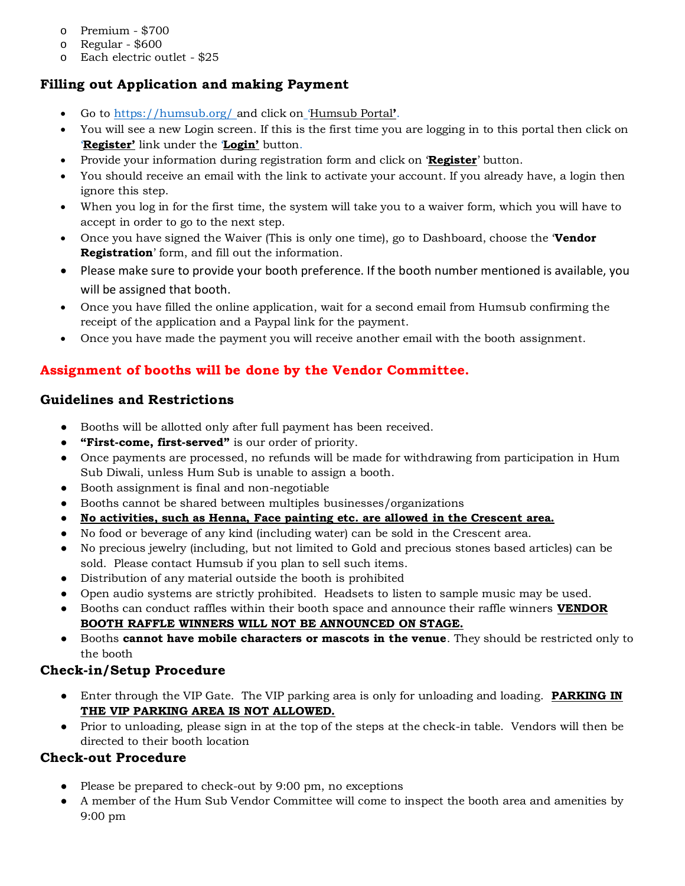- Premium - $700
- Regular - $600
- Each electric outlet - $25

### Filling out Application and making Payment

- Go to https://humsub.org/ and click on 'Humsub Portal'.
- You will see a new Login screen. If this is the first time you are logging in to this portal then click on '**Register**' link under the '**Login**' button.
- Provide your information during registration form and click on '**Register**' button.
- You should receive an email with the link to activate your account. If you already have, a login then ignore this step.
- When you log in for the first time, the system will take you to a waiver form, which you will have to accept in order to go to the next step.
- Once you have signed the Waiver (This is only one time), go to Dashboard, choose the '**Vendor Registration**' form, and fill out the information.
- Please make sure to provide your booth preference. If the booth number mentioned is available, you will be assigned that booth.
- Once you have filled the online application, wait for a second email from Humsub confirming the receipt of the application and a Paypal link for the payment.
- Once you have made the payment you will receive another email with the booth assignment.

### Assignment of booths will be done by the Vendor Committee.

### Guidelines and Restrictions

- Booths will be allotted only after full payment has been received.
- **"First-come, first-served"** is our order of priority.
- Once payments are processed, no refunds will be made for withdrawing from participation in Hum Sub Diwali, unless Hum Sub is unable to assign a booth.
- Booth assignment is final and non-negotiable
- Booths cannot be shared between multiples businesses/organizations
- **No activities, such as Henna, Face painting etc. are allowed in the Crescent area.**
- No food or beverage of any kind (including water) can be sold in the Crescent area.
- No precious jewelry (including, but not limited to Gold and precious stones based articles) can be sold. Please contact Humsub if you plan to sell such items.
- Distribution of any material outside the booth is prohibited
- Open audio systems are strictly prohibited. Headsets to listen to sample music may be used.
- Booths can conduct raffles within their booth space and announce their raffle winners **VENDOR BOOTH RAFFLE WINNERS WILL NOT BE ANNOUNCED ON STAGE.**
- Booths **cannot have mobile characters or mascots in the venue**. They should be restricted only to the booth

### Check-in/Setup Procedure

- Enter through the VIP Gate. The VIP parking area is only for unloading and loading. **PARKING IN THE VIP PARKING AREA IS NOT ALLOWED.**
- Prior to unloading, please sign in at the top of the steps at the check-in table. Vendors will then be directed to their booth location

### Check-out Procedure

- Please be prepared to check-out by 9:00 pm, no exceptions
- A member of the Hum Sub Vendor Committee will come to inspect the booth area and amenities by 9:00 pm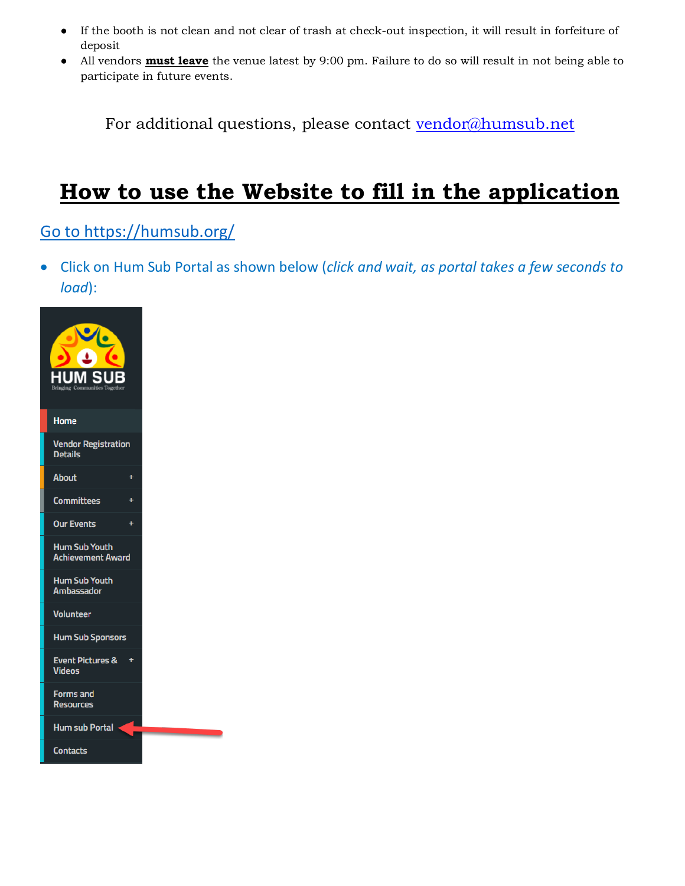- If the booth is not clean and not clear of trash at check-out inspection, it will result in forfeiture of deposit
- All vendors **must leave** the venue latest by 9:00 pm. Failure to do so will result in not being able to participate in future events.

For additional questions, please contact vendor@humsub.net

# How to use the Website to fill in the application

Go to https://humsub.org/

- Click on Hum Sub Portal as shown below (*click and wait, as portal takes a few seconds to load*):

HUM SUB
Bringing Communities Together

- Home
- Vendor Registration Details
- About +
- Committees +
- Our Events +
- Hum Sub Youth Achievement Award
- Hum Sub Youth Ambassador
- Volunteer
- Hum Sub Sponsors
- Event Pictures & Videos +
- Forms and Resources
- Hum sub Portal
- Contacts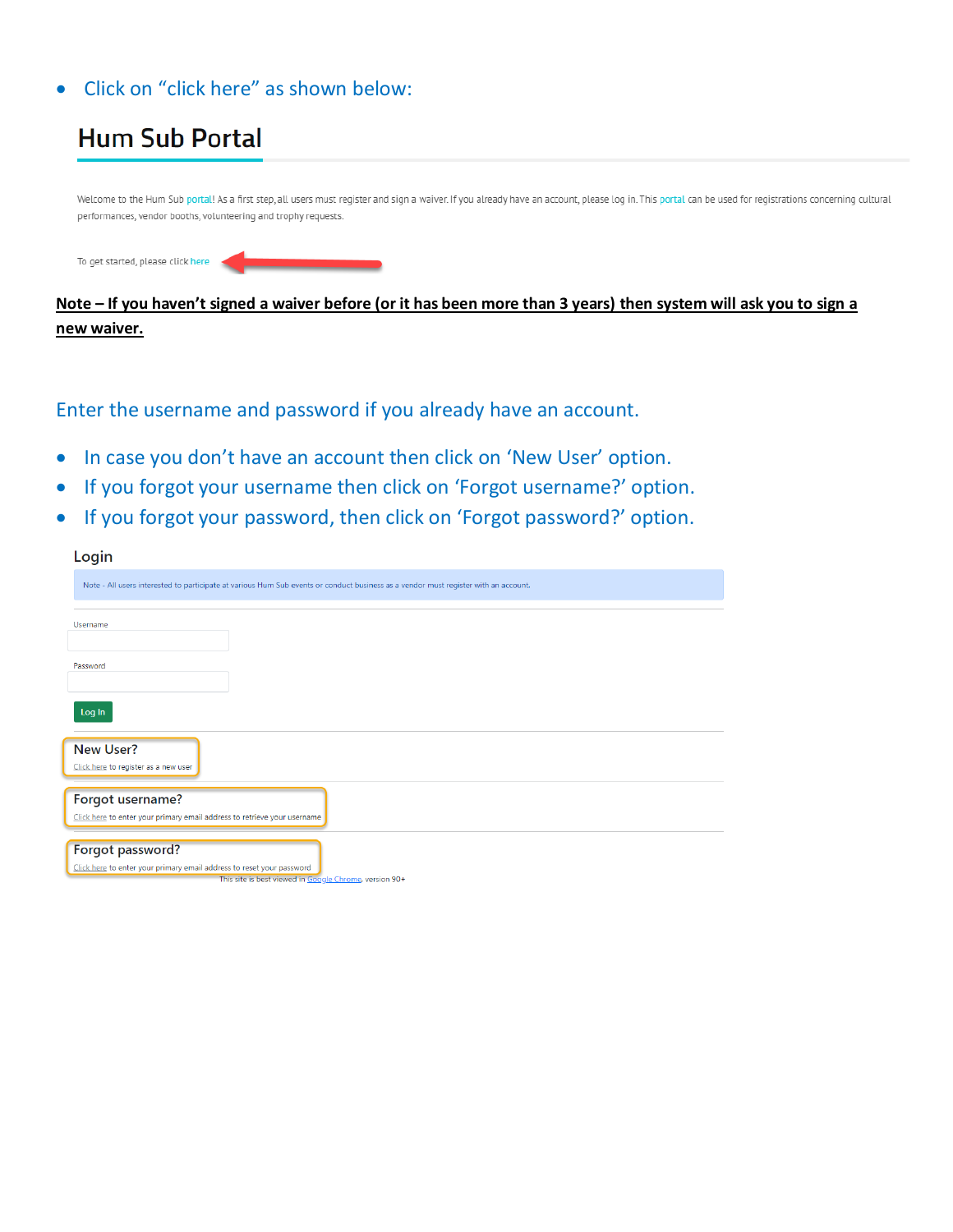- Click on “click here” as shown below:

## Hum Sub Portal

Welcome to the Hum Sub portal! As a first step, all users must register and sign a waiver. If you already have an account, please log in. This portal can be used for registrations concerning cultural performances, vendor booths, volunteering and trophy requests.

To get started, please click here

**Note – If you haven’t signed a waiver before (or it has been more than 3 years) then system will ask you to sign a new waiver.**

Enter the username and password if you already have an account.

- In case you don’t have an account then click on ‘New User’ option.
- If you forgot your username then click on ‘Forgot username?’ option.
- If you forgot your password, then click on ‘Forgot password?’ option.

### Login

Note - All users interested to participate at various Hum Sub events or conduct business as a vendor must register with an account.

Username

Password

Log In

**New User?**

Click here to register as a new user

**Forgot username?**

Click here to enter your primary email address to retrieve your username

**Forgot password?**

Click here to enter your primary email address to reset your password

This site is best viewed in Google Chrome, version 90+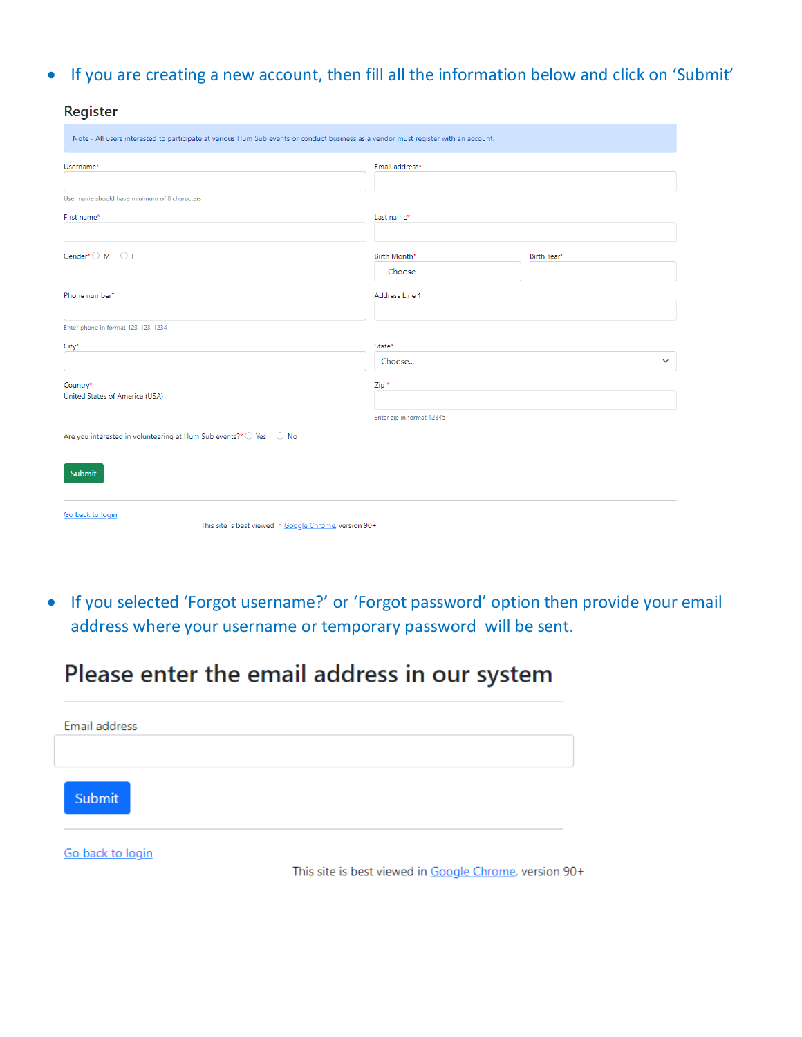- If you are creating a new account, then fill all the information below and click on 'Submit'

## Register

Note - All users interested to participate at various Hum Sub events or conduct business as a vendor must register with an account.

Username*

User name should have minimum of 8 characters

Email address*

First name*

Last name*

Gender* M F

Birth Month* --Choose--

Birth Year*

Phone number*

Enter phone in format 123-123-1234

Address Line 1

City*

State* Choose...

Country*
United States of America (USA)

Zip *

Enter zip in format 12345

Are you interested in volunteering at Hum Sub events?* Yes No

Submit

Go back to login

This site is best viewed in Google Chrome, version 90+

- If you selected 'Forgot username?' or 'Forgot password' option then provide your email address where your username or temporary password will be sent.

# Please enter the email address in our system

Email address

Submit

Go back to login

This site is best viewed in Google Chrome, version 90+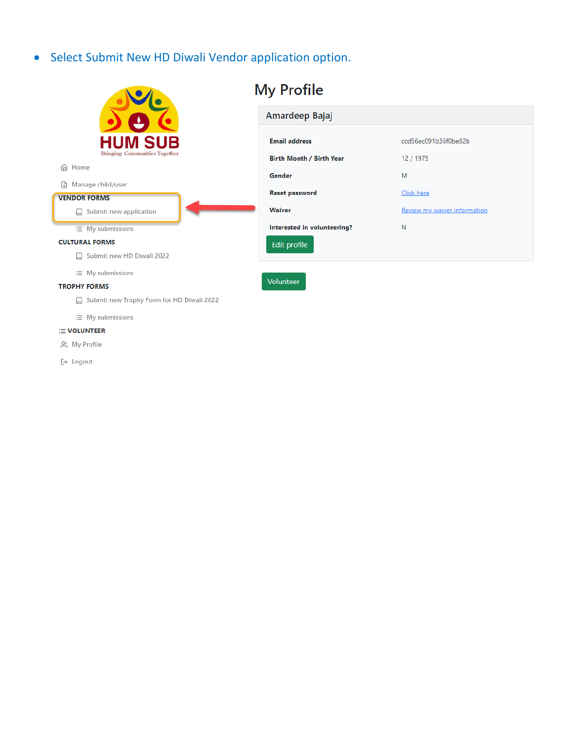- Select Submit New HD Diwali Vendor application option.

HUM SUB
Bringing Communities Together

- Home
- Manage child/user

VENDOR FORMS

- Submit new application
- My submissions

CULTURAL FORMS

- Submit new HD Diwali 2022
- My submissions

TROPHY FORMS

- Submit new Trophy Form for HD Diwali 2022
- My submissions

VOLUNTEER

- My Profile
- Logout

# My Profile

## Amardeep Bajaj

| | |
|---|---|
| **Email address** | ccd56ec091b36f0be82b |
| **Birth Month / Birth Year** | 12 / 1975 |
| **Gender** | M |
| **Reset password** | Click here |
| **Waiver** | Review my waiver information |
| **Interested in volunteering?** | N |

Edit profile

Volunteer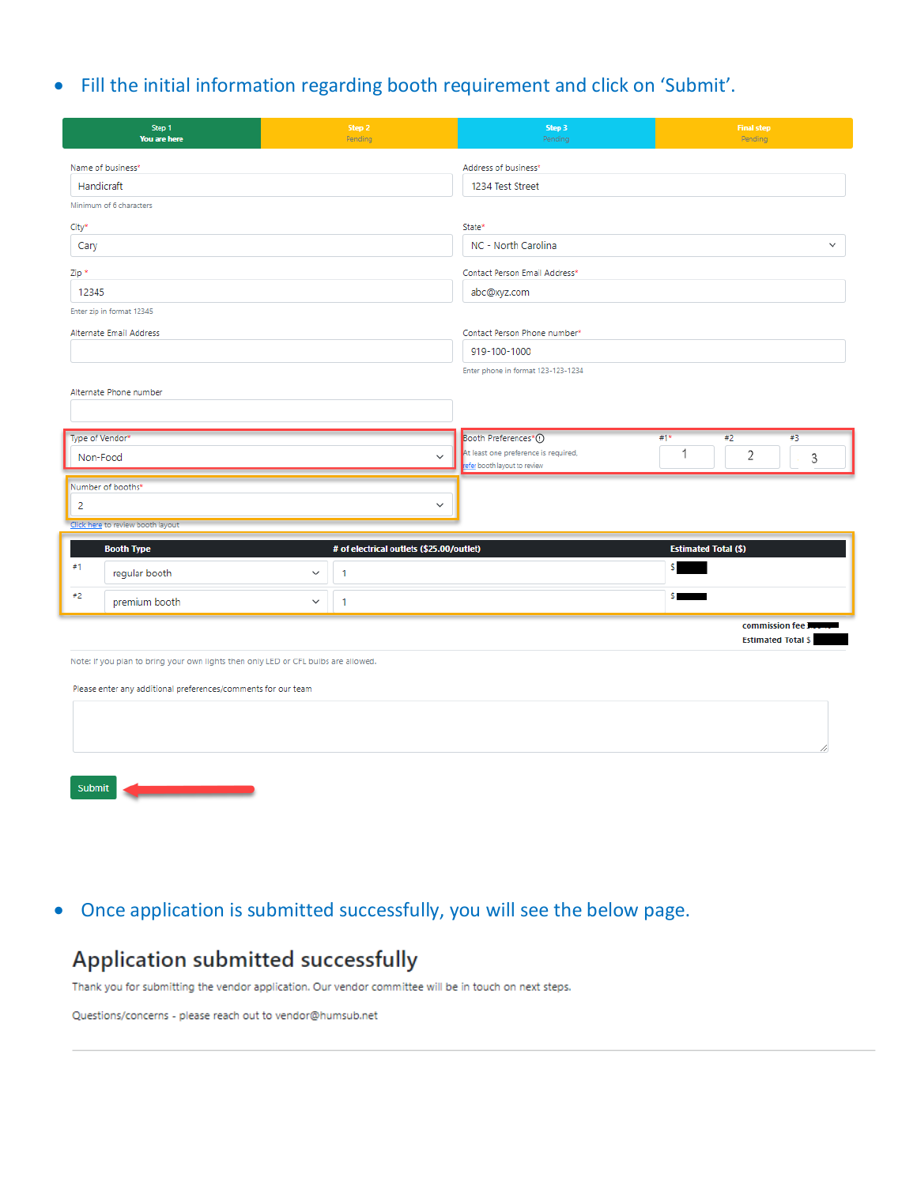- Fill the initial information regarding booth requirement and click on 'Submit'.

| Step 1 You are here | Step 2 Pending | Step 3 Pending | Final step Pending |
|---|---|---|---|

Name of business*
Handicraft
Minimum of 6 characters

Address of business*
1234 Test Street

City*
Cary

State*
NC - North Carolina

Zip *
12345
Enter zip in format 12345

Contact Person Email Address*
abc@xyz.com

Alternate Email Address

Contact Person Phone number*
919-100-1000
Enter phone in format 123-123-1234

Alternate Phone number

Type of Vendor*
Non-Food

Booth Preferences*
At least one preference is required.
refer booth layout to review

| #1* | #2 | #3 |
|---|---|---|
| 1 | 2 | 3 |

Number of booths*
2

Click here to review booth layout

| | Booth Type | # of electrical outlets ($25.00/outlet) | Estimated Total ($) |
|---|---|---|---|
| #1 | regular booth | 1 | $ |
| #2 | premium booth | 1 | $ |

commission fee

Estimated Total $

Note: If you plan to bring your own lights then only LED or CFL bulbs are allowed.

Please enter any additional preferences/comments for our team

Submit

- Once application is submitted successfully, you will see the below page.

## Application submitted successfully

Thank you for submitting the vendor application. Our vendor committee will be in touch on next steps.

Questions/concerns - please reach out to vendor@humsub.net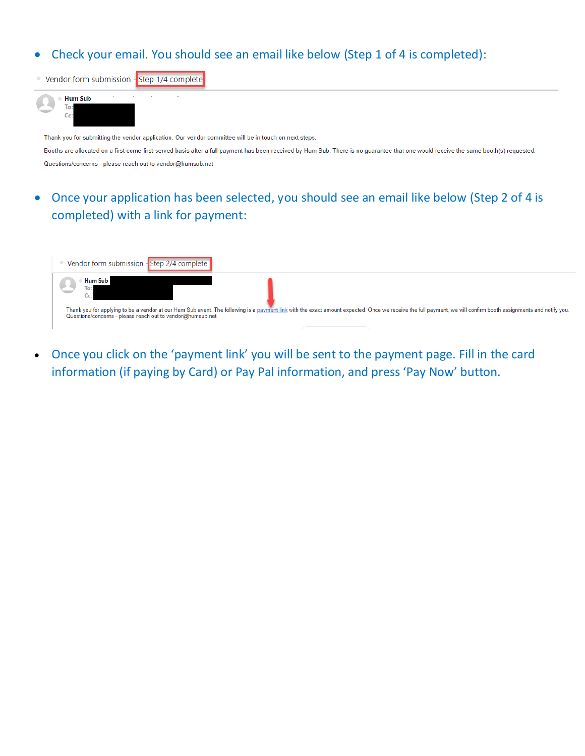- Check your email. You should see an email like below (Step 1 of 4 is completed):

Vendor form submission - Step 1/4 complete

Hum Sub
To:
Cc:

Thank you for submitting the vendor application. Our vendor committee will be in touch on next steps.

Booths are allocated on a first-come-first-served basis after a full payment has been received by Hum Sub. There is no guarantee that one would receive the same booth(s) requested.

Questions/concerns - please reach out to vendor@humsub.net

- Once your application has been selected, you should see an email like below (Step 2 of 4 is completed) with a link for payment:

Vendor form submission - Step 2/4 complete

Hum Sub
To:
Cc:

Thank you for applying to be a vendor at our Hum Sub event. The following is a payment link with the exact amount expected. Once we receive the full payment, we will confirm booth assignments and notify you.
Questions/concerns - please reach out to vendor@humsub.net

- Once you click on the 'payment link' you will be sent to the payment page. Fill in the card information (if paying by Card) or Pay Pal information, and press 'Pay Now' button.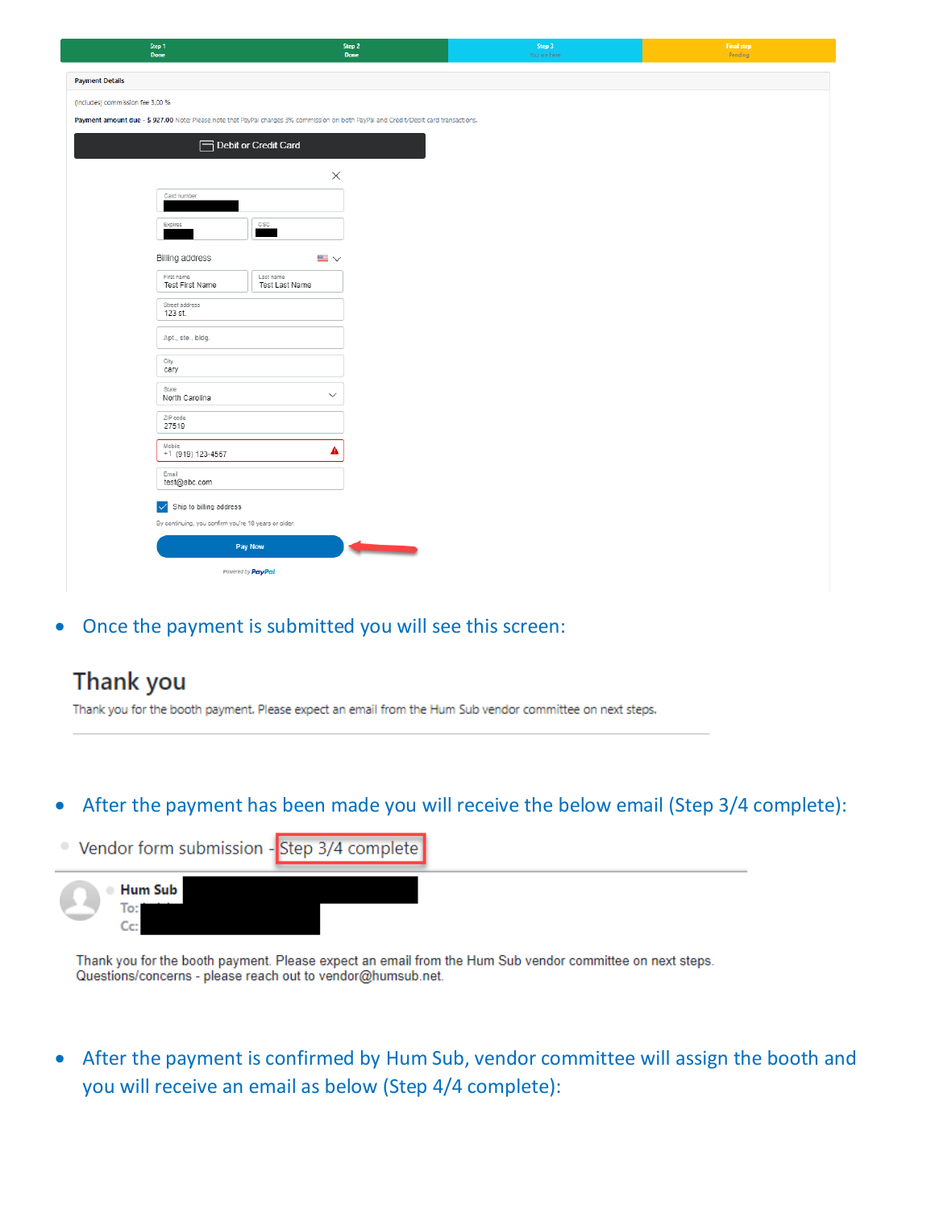Step 1 Done | Step 2 Done | Step 3 You are here | Final step Pending

**Payment Details**

(includes) commission fee 3.00 %

**Payment amount due - $ 927.00** Note: Please note that PayPal charges 3% commission on both PayPal and Credit/Debit card transactions.

Debit or Credit Card

Card number

Expires

CSC

Billing address

First name: Test First Name

Last name: Test Last Name

Street address: 123 st.

Apt., ste., bldg.

City: cary

State: North Carolina

ZIP code: 27519

Mobile: +1 (919) 123-4567

Email: test@abc.com

Ship to billing address

By continuing, you confirm you're 18 years or older.

Pay Now

Powered by PayPal

- Once the payment is submitted you will see this screen:

## Thank you

Thank you for the booth payment. Please expect an email from the Hum Sub vendor committee on next steps.

- After the payment has been made you will receive the below email (Step 3/4 complete):

Vendor form submission - Step 3/4 complete

**Hum Sub**

To:

Cc:

Thank you for the booth payment. Please expect an email from the Hum Sub vendor committee on next steps.
Questions/concerns - please reach out to vendor@humsub.net.

- After the payment is confirmed by Hum Sub, vendor committee will assign the booth and you will receive an email as below (Step 4/4 complete):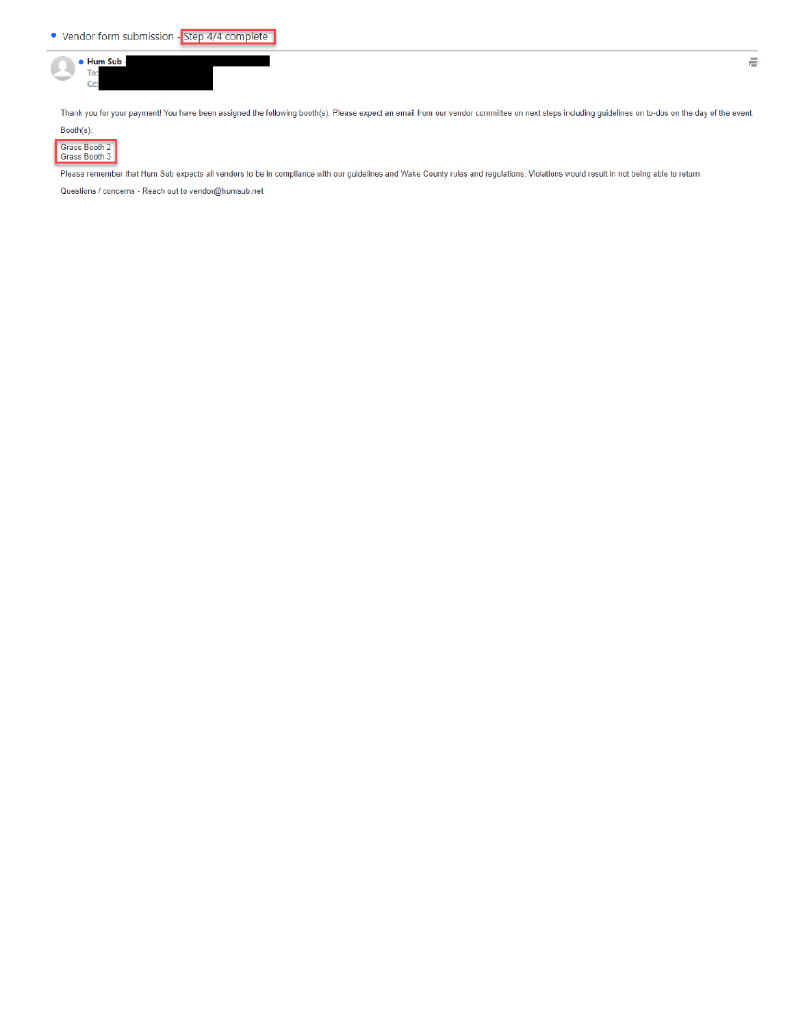Vendor form submission - Step 4/4 complete

**Hum Sub**

To:

Cc:

Thank you for your payment! You have been assigned the following booth(s). Please expect an email from our vendor committee on next steps including guidelines on to-dos on the day of the event.

Booth(s):

Grass Booth 2
Grass Booth 3

Please remember that Hum Sub expects all vendors to be in compliance with our guidelines and Wake County rules and regulations. Violations would result in not being able to return.

Questions / concerns - Reach out to vendor@humsub.net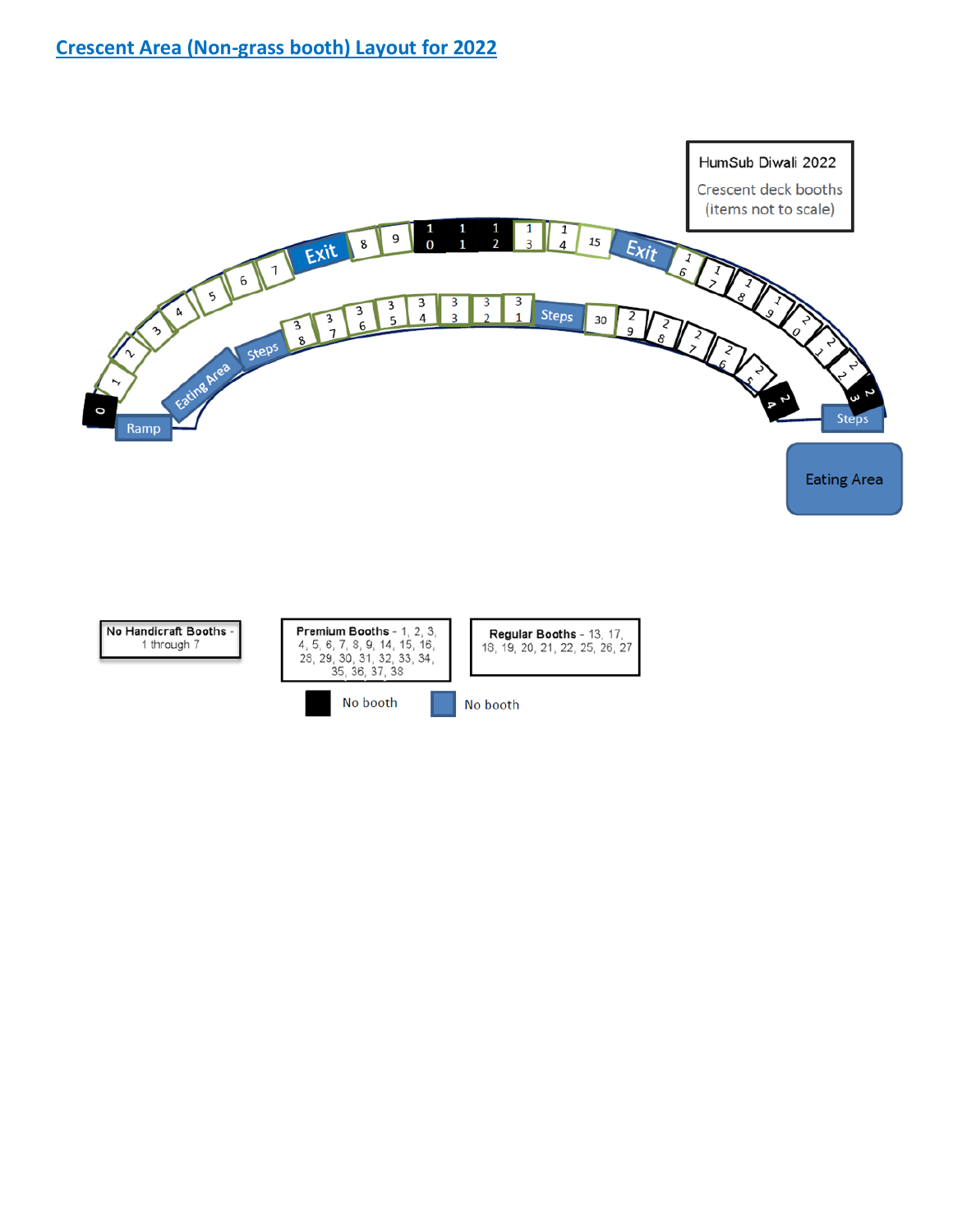# Crescent Area (Non-grass booth) Layout for 2022

HumSub Diwali 2022

Crescent deck booths

(items not to scale)

0
1
2
3
4
5
6
7
Exit
8
9
10
11
12
13
14
15
Exit
16
17
18
19
20
21
22
23
Steps
Eating Area

Ramp
Eating Area
Steps
38
37
36
35
34
33
32
31
Steps
30
29
28
27
26
25
24

**No Handicraft Booths** - 1 through 7

**Premium Booths** - 1, 2, 3, 4, 5, 6, 7, 8, 9, 14, 15, 16, 28, 29, 30, 31, 32, 33, 34, 35, 36, 37, 38

**Regular Booths** - 13, 17, 18, 19, 20, 21, 22, 25, 26, 27

No booth

No booth